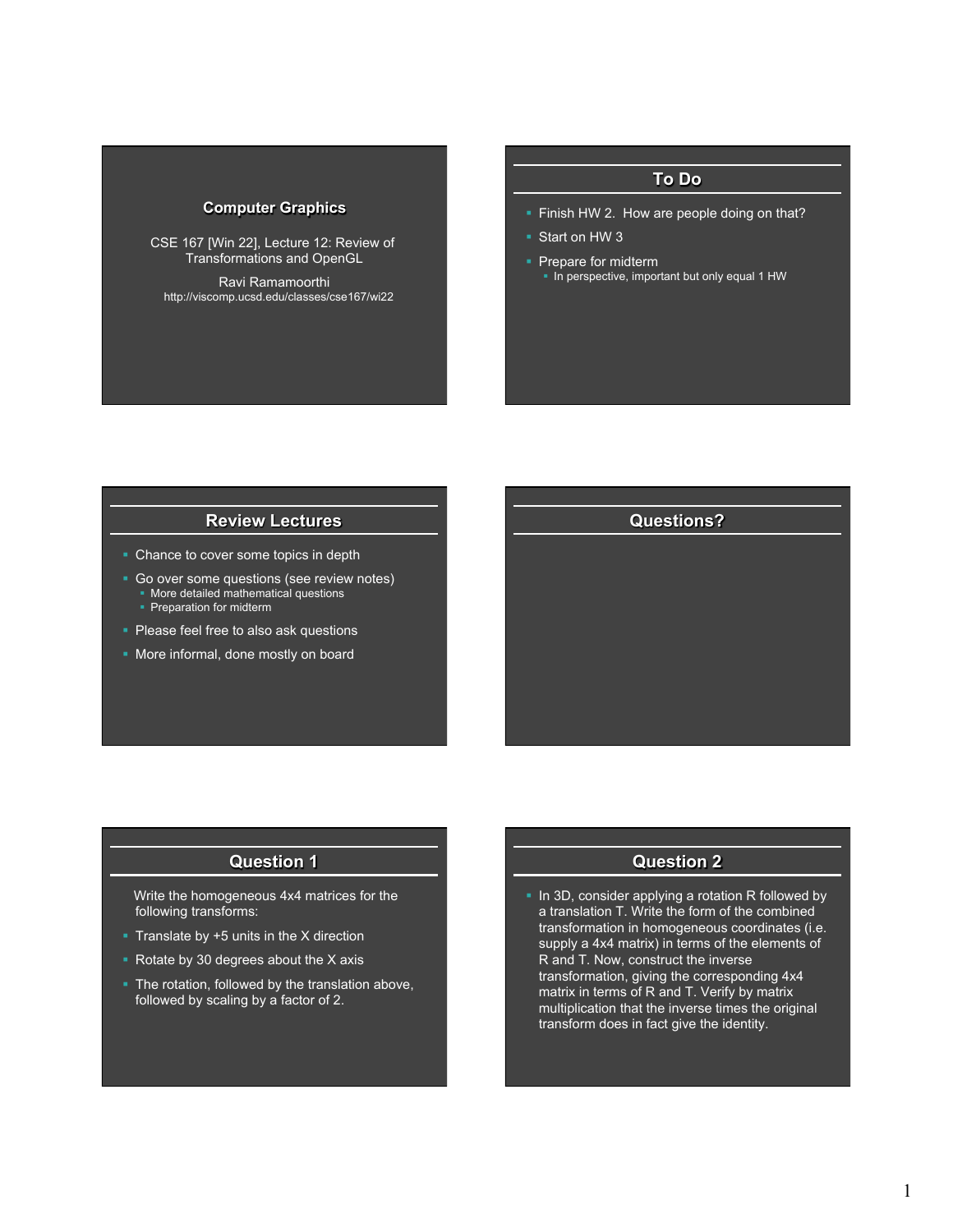## Computer Graphics

CSE 167 [Win 22], Lecture 12: Review of Transformations and OpenGL

Ravi Ramamoorthi
http://viscomp.ucsd.edu/classes/cse167/wi22

## To Do

- Finish HW 2. How are people doing on that?
- Start on HW 3
- Prepare for midterm
  - In perspective, important but only equal 1 HW

## Review Lectures

- Chance to cover some topics in depth
- Go over some questions (see review notes)
  - More detailed mathematical questions
  - Preparation for midterm
- Please feel free to also ask questions
- More informal, done mostly on board

## Questions?

## Question 1

Write the homogeneous 4x4 matrices for the following transforms:

- Translate by +5 units in the X direction
- Rotate by 30 degrees about the X axis
- The rotation, followed by the translation above, followed by scaling by a factor of 2.

## Question 2

- In 3D, consider applying a rotation R followed by a translation T. Write the form of the combined transformation in homogeneous coordinates (i.e. supply a 4x4 matrix) in terms of the elements of R and T. Now, construct the inverse transformation, giving the corresponding 4x4 matrix in terms of R and T. Verify by matrix multiplication that the inverse times the original transform does in fact give the identity.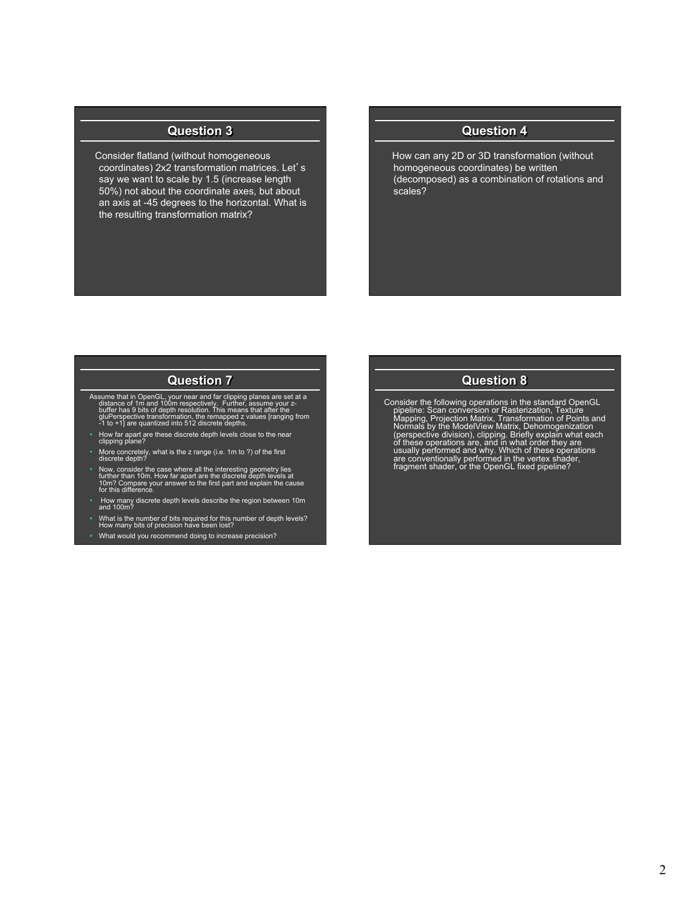## Question 3

Consider flatland (without homogeneous coordinates) 2x2 transformation matrices. Let's say we want to scale by 1.5 (increase length 50%) not about the coordinate axes, but about an axis at -45 degrees to the horizontal. What is the resulting transformation matrix?

## Question 4

How can any 2D or 3D transformation (without homogeneous coordinates) be written (decomposed) as a combination of rotations and scales?

## Question 7

Assume that in OpenGL, your near and far clipping planes are set at a distance of 1m and 100m respectively. Further, assume your z-buffer has 9 bits of depth resolution. This means that after the gluPerspective transformation, the remapped z values [ranging from -1 to +1] are quantized into 512 discrete depths.

- How far apart are these discrete depth levels close to the near clipping plane?
- More concretely, what is the z range (i.e. 1m to ?) of the first discrete depth?
- Now, consider the case where all the interesting geometry lies further than 10m. How far apart are the discrete depth levels at 10m? Compare your answer to the first part and explain the cause for this difference.
- How many discrete depth levels describe the region between 10m and 100m?
- What is the number of bits required for this number of depth levels? How many bits of precision have been lost?
- What would you recommend doing to increase precision?

## Question 8

Consider the following operations in the standard OpenGL pipeline: Scan conversion or Rasterization, Texture Mapping, Projection Matrix, Transformation of Points and Normals by the ModelView Matrix, Dehomogenization (perspective division), clipping. Briefly explain what each of these operations are, and in what order they are usually performed and why. Which of these operations are conventionally performed in the vertex shader, fragment shader, or the OpenGL fixed pipeline?